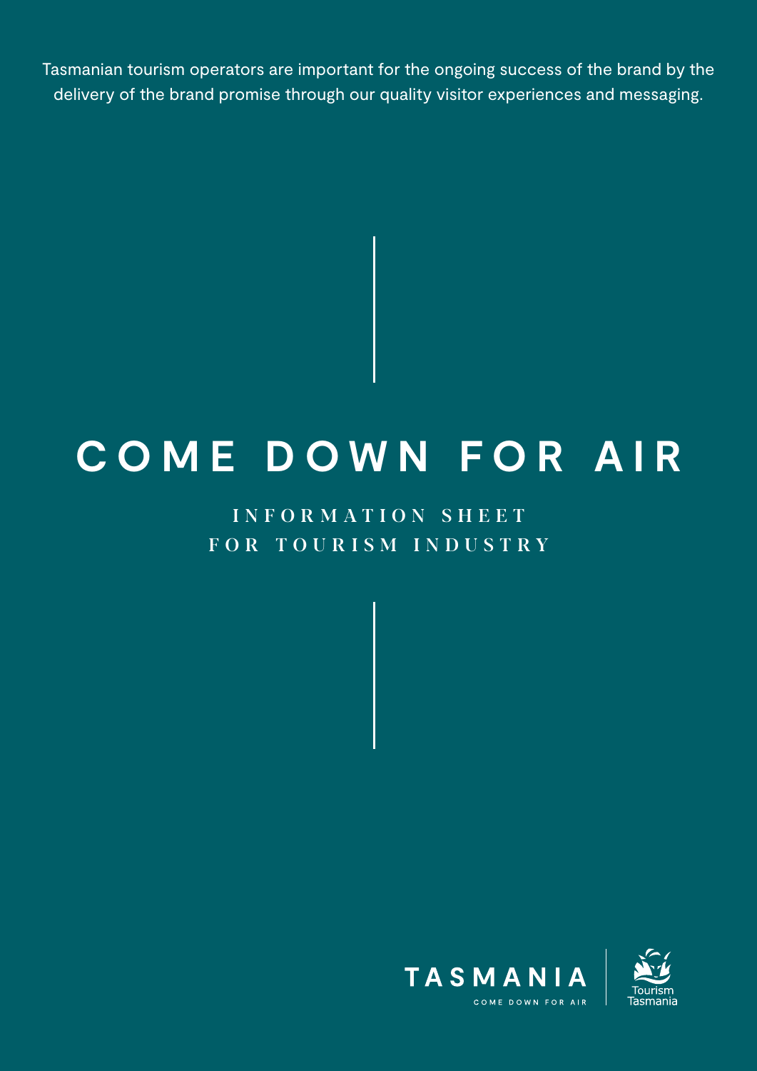Tasmanian tourism operators are important for the ongoing success of the brand by the delivery of the brand promise through our quality visitor experiences and messaging.

# COME DOWN FOR AIR

## INFORMATION SHEET FOR TOURISM INDUSTRY

TASMANIA
COME DOWN FOR AIR

Tourism Tasmania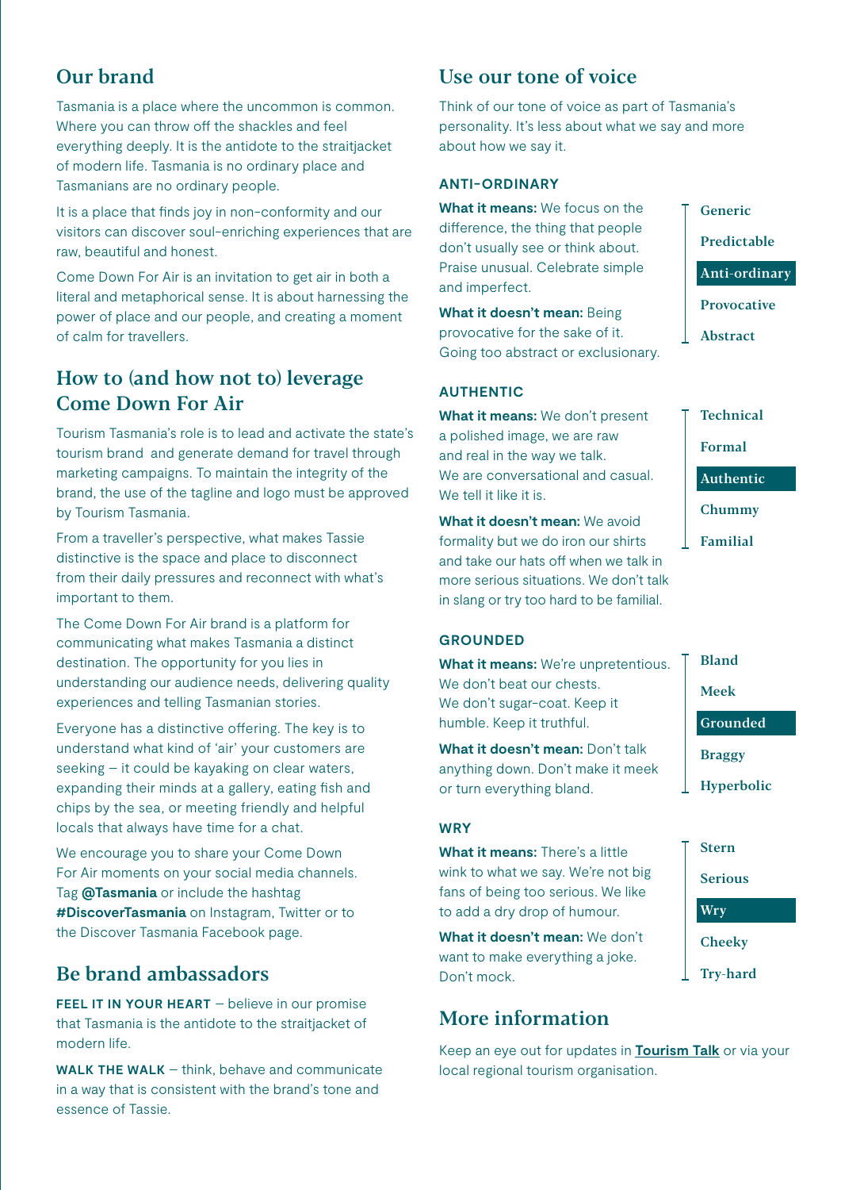## Our brand

Tasmania is a place where the uncommon is common. Where you can throw off the shackles and feel everything deeply. It is the antidote to the straitjacket of modern life. Tasmania is no ordinary place and Tasmanians are no ordinary people.

It is a place that finds joy in non-conformity and our visitors can discover soul-enriching experiences that are raw, beautiful and honest.

Come Down For Air is an invitation to get air in both a literal and metaphorical sense. It is about harnessing the power of place and our people, and creating a moment of calm for travellers.

## How to (and how not to) leverage Come Down For Air

Tourism Tasmania's role is to lead and activate the state's tourism brand and generate demand for travel through marketing campaigns. To maintain the integrity of the brand, the use of the tagline and logo must be approved by Tourism Tasmania.

From a traveller's perspective, what makes Tassie distinctive is the space and place to disconnect from their daily pressures and reconnect with what's important to them.

The Come Down For Air brand is a platform for communicating what makes Tasmania a distinct destination. The opportunity for you lies in understanding our audience needs, delivering quality experiences and telling Tasmanian stories.

Everyone has a distinctive offering. The key is to understand what kind of 'air' your customers are seeking – it could be kayaking on clear waters, expanding their minds at a gallery, eating fish and chips by the sea, or meeting friendly and helpful locals that always have time for a chat.

We encourage you to share your Come Down For Air moments on your social media channels. Tag **@Tasmania** or include the hashtag **#DiscoverTasmania** on Instagram, Twitter or to the Discover Tasmania Facebook page.

## Be brand ambassadors

**FEEL IT IN YOUR HEART** – believe in our promise that Tasmania is the antidote to the straitjacket of modern life.

**WALK THE WALK** – think, behave and communicate in a way that is consistent with the brand's tone and essence of Tassie.

## Use our tone of voice

Think of our tone of voice as part of Tasmania's personality. It's less about what we say and more about how we say it.

### ANTI-ORDINARY

**What it means:** We focus on the difference, the thing that people don't usually see or think about. Praise unusual. Celebrate simple and imperfect.

**What it doesn't mean:** Being provocative for the sake of it. Going too abstract or exclusionary.

Generic
Predictable
**Anti-ordinary**
Provocative
Abstract

### AUTHENTIC

**What it means:** We don't present a polished image, we are raw and real in the way we talk. We are conversational and casual. We tell it like it is.

**What it doesn't mean:** We avoid formality but we do iron our shirts and take our hats off when we talk in more serious situations. We don't talk in slang or try too hard to be familial.

Technical
Formal
**Authentic**
Chummy
Familial

### GROUNDED

**What it means:** We're unpretentious. We don't beat our chests. We don't sugar-coat. Keep it humble. Keep it truthful.

**What it doesn't mean:** Don't talk anything down. Don't make it meek or turn everything bland.

Bland
Meek
**Grounded**
Braggy
Hyperbolic

### WRY

**What it means:** There's a little wink to what we say. We're not big fans of being too serious. We like to add a dry drop of humour.

**What it doesn't mean:** We don't want to make everything a joke. Don't mock.

Stern
Serious
**Wry**
Cheeky
Try-hard

## More information

Keep an eye out for updates in **Tourism Talk** or via your local regional tourism organisation.